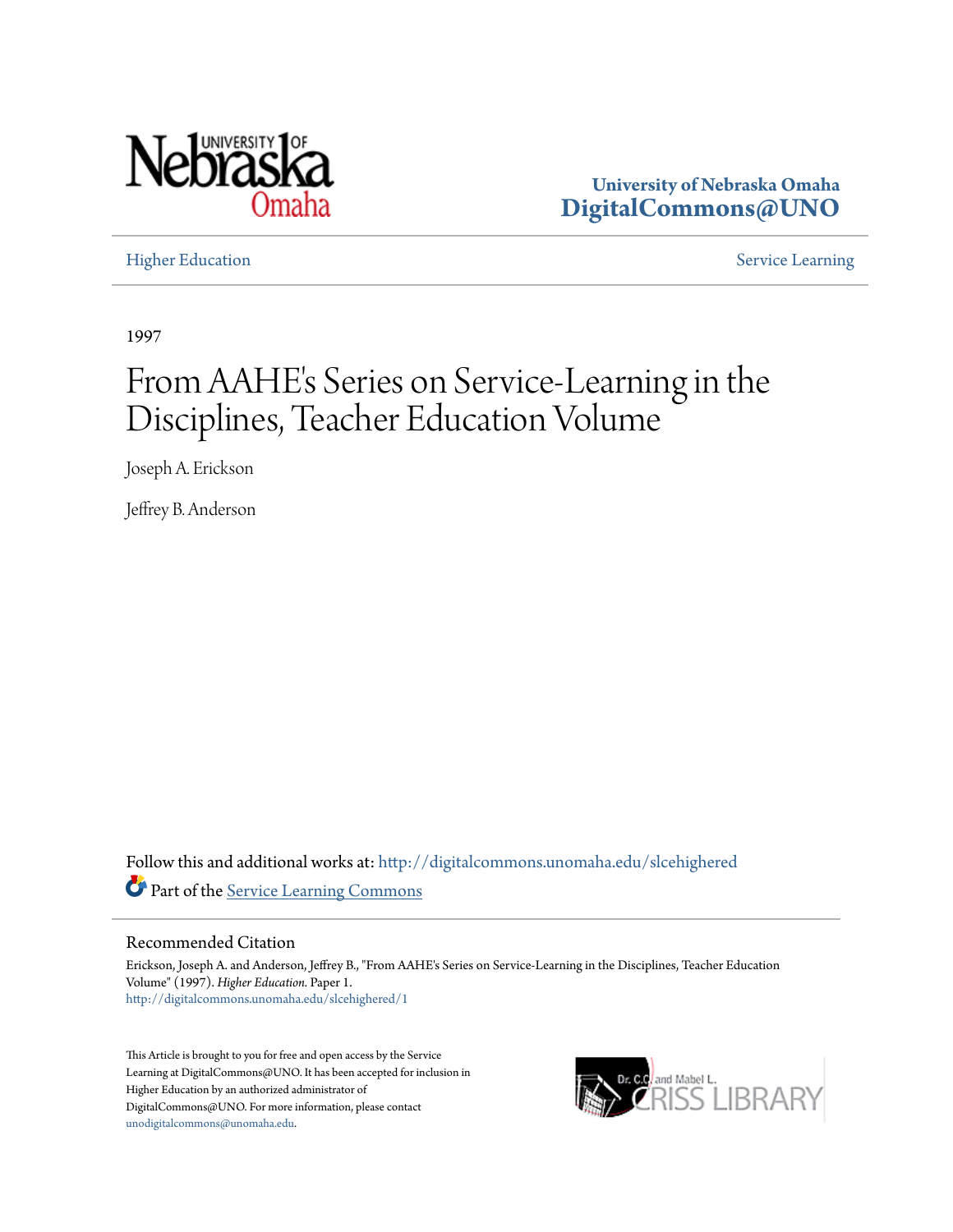University of Nebraska Omaha
**DigitalCommons@UNO**

Higher Education | Service Learning

1997

# From AAHE's Series on Service-Learning in the Disciplines, Teacher Education Volume

Joseph A. Erickson

Jeffrey B. Anderson

Follow this and additional works at: http://digitalcommons.unomaha.edu/slcehighered

Part of the Service Learning Commons

## Recommended Citation

Erickson, Joseph A. and Anderson, Jeffrey B., "From AAHE's Series on Service-Learning in the Disciplines, Teacher Education Volume" (1997). *Higher Education*. Paper 1.
http://digitalcommons.unomaha.edu/slcehighered/1

This Article is brought to you for free and open access by the Service Learning at DigitalCommons@UNO. It has been accepted for inclusion in Higher Education by an authorized administrator of DigitalCommons@UNO. For more information, please contact unodigitalcommons@unomaha.edu.

Dr. C.C. and Mabel L. Criss Library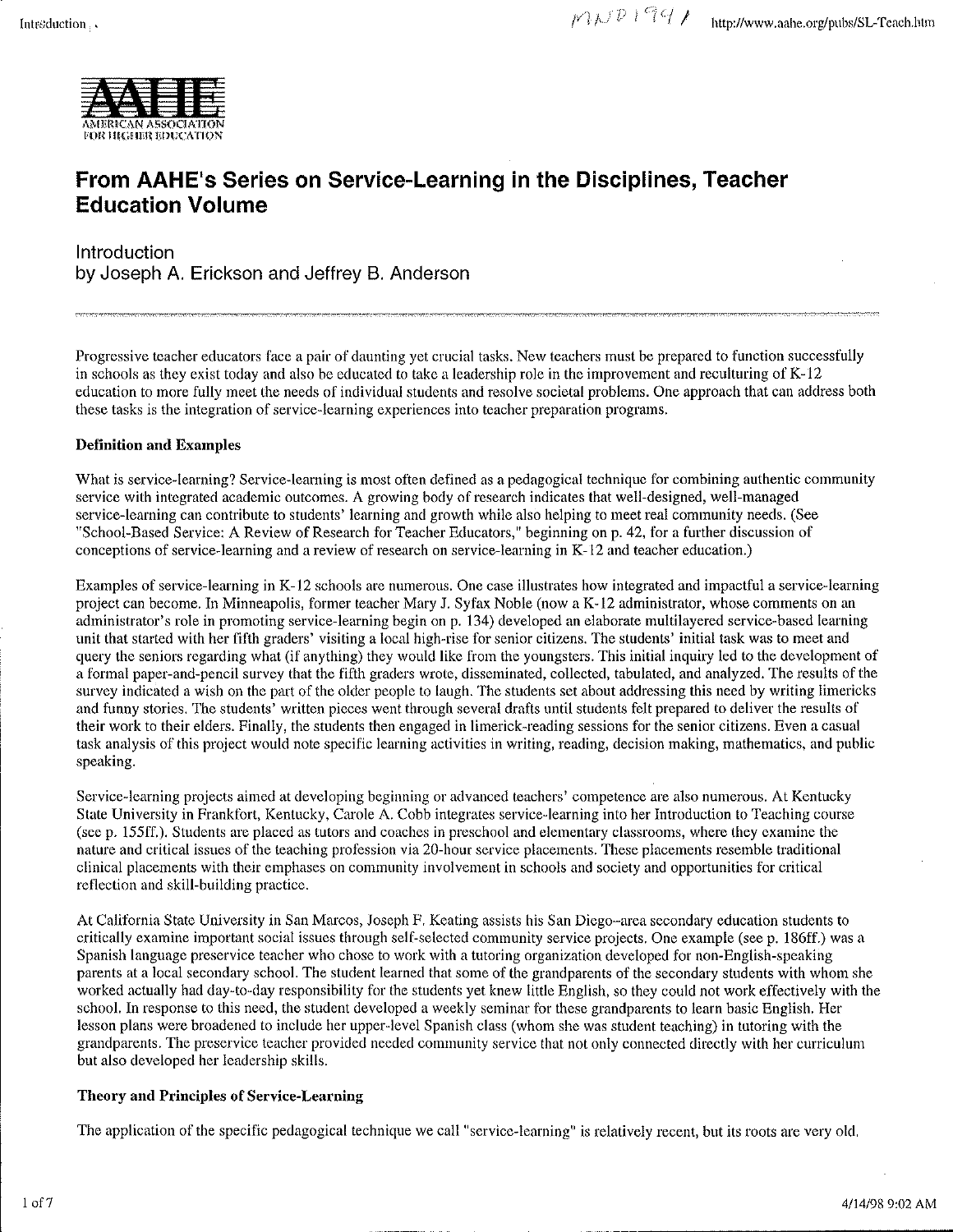# From AAHE's Series on Service-Learning in the Disciplines, Teacher Education Volume

## Introduction
### by Joseph A. Erickson and Jeffrey B. Anderson

Progressive teacher educators face a pair of daunting yet crucial tasks. New teachers must be prepared to function successfully in schools as they exist today and also be educated to take a leadership role in the improvement and reculturing of K-12 education to more fully meet the needs of individual students and resolve societal problems. One approach that can address both these tasks is the integration of service-learning experiences into teacher preparation programs.

**Definition and Examples**

What is service-learning? Service-learning is most often defined as a pedagogical technique for combining authentic community service with integrated academic outcomes. A growing body of research indicates that well-designed, well-managed service-learning can contribute to students' learning and growth while also helping to meet real community needs. (See "School-Based Service: A Review of Research for Teacher Educators," beginning on p. 42, for a further discussion of conceptions of service-learning and a review of research on service-learning in K-12 and teacher education.)

Examples of service-learning in K-12 schools are numerous. One case illustrates how integrated and impactful a service-learning project can become. In Minneapolis, former teacher Mary J. Syfax Noble (now a K-12 administrator, whose comments on an administrator's role in promoting service-learning begin on p. 134) developed an elaborate multilayered service-based learning unit that started with her fifth graders' visiting a local high-rise for senior citizens. The students' initial task was to meet and query the seniors regarding what (if anything) they would like from the youngsters. This initial inquiry led to the development of a formal paper-and-pencil survey that the fifth graders wrote, disseminated, collected, tabulated, and analyzed. The results of the survey indicated a wish on the part of the older people to laugh. The students set about addressing this need by writing limericks and funny stories. The students' written pieces went through several drafts until students felt prepared to deliver the results of their work to their elders. Finally, the students then engaged in limerick-reading sessions for the senior citizens. Even a casual task analysis of this project would note specific learning activities in writing, reading, decision making, mathematics, and public speaking.

Service-learning projects aimed at developing beginning or advanced teachers' competence are also numerous. At Kentucky State University in Frankfort, Kentucky, Carole A. Cobb integrates service-learning into her Introduction to Teaching course (see p. 155ff.). Students are placed as tutors and coaches in preschool and elementary classrooms, where they examine the nature and critical issues of the teaching profession via 20-hour service placements. These placements resemble traditional clinical placements with their emphases on community involvement in schools and society and opportunities for critical reflection and skill-building practice.

At California State University in San Marcos, Joseph F. Keating assists his San Diego–area secondary education students to critically examine important social issues through self-selected community service projects. One example (see p. 186ff.) was a Spanish language preservice teacher who chose to work with a tutoring organization developed for non-English-speaking parents at a local secondary school. The student learned that some of the grandparents of the secondary students with whom she worked actually had day-to-day responsibility for the students yet knew little English, so they could not work effectively with the school. In response to this need, the student developed a weekly seminar for these grandparents to learn basic English. Her lesson plans were broadened to include her upper-level Spanish class (whom she was student teaching) in tutoring with the grandparents. The preservice teacher provided needed community service that not only connected directly with her curriculum but also developed her leadership skills.

**Theory and Principles of Service-Learning**

The application of the specific pedagogical technique we call "service-learning" is relatively recent, but its roots are very old.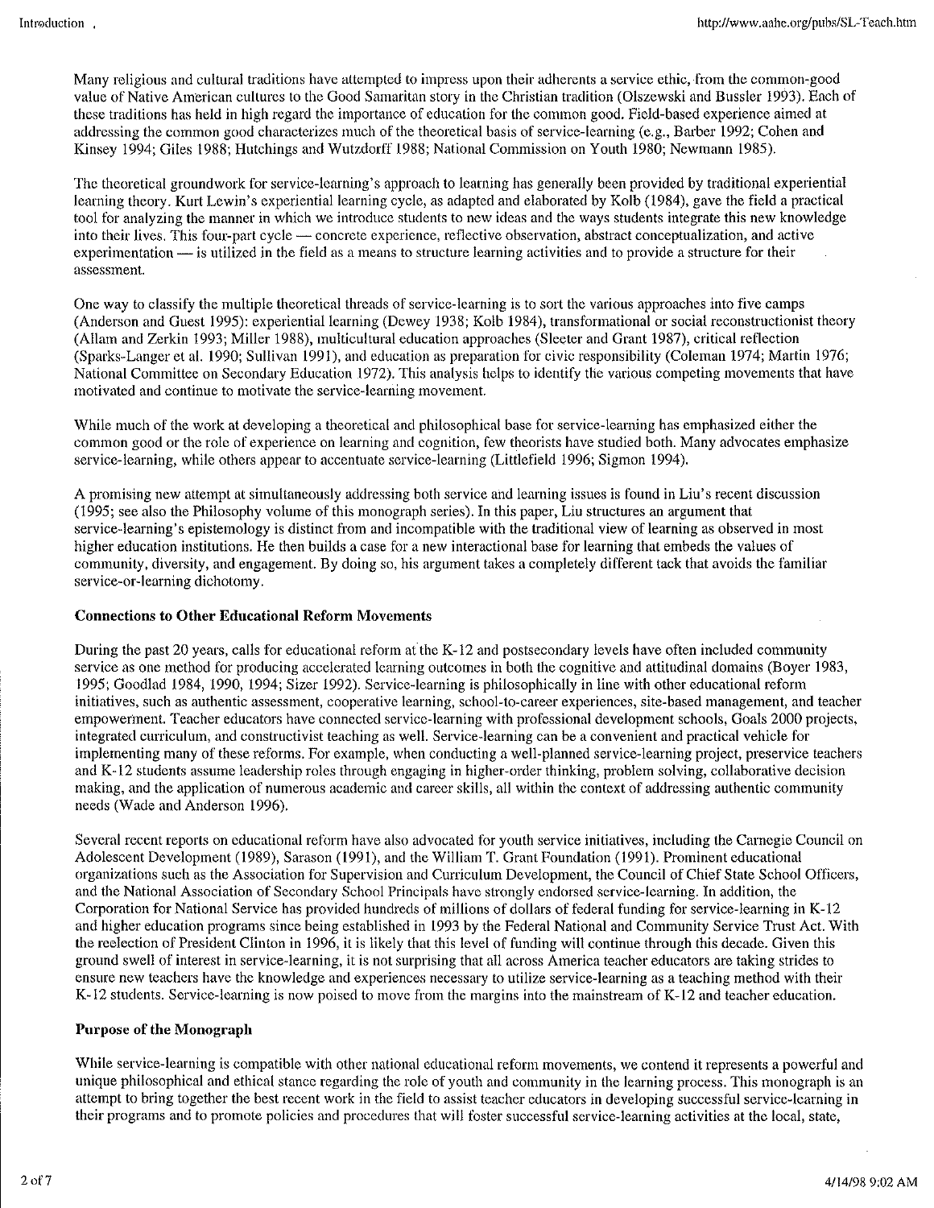Many religious and cultural traditions have attempted to impress upon their adherents a service ethic, from the common-good value of Native American cultures to the Good Samaritan story in the Christian tradition (Olszewski and Bussler 1993). Each of these traditions has held in high regard the importance of education for the common good. Field-based experience aimed at addressing the common good characterizes much of the theoretical basis of service-learning (e.g., Barber 1992; Cohen and Kinsey 1994; Giles 1988; Hutchings and Wutzdorff 1988; National Commission on Youth 1980; Newmann 1985).

The theoretical groundwork for service-learning's approach to learning has generally been provided by traditional experiential learning theory. Kurt Lewin's experiential learning cycle, as adapted and elaborated by Kolb (1984), gave the field a practical tool for analyzing the manner in which we introduce students to new ideas and the ways students integrate this new knowledge into their lives. This four-part cycle — concrete experience, reflective observation, abstract conceptualization, and active experimentation — is utilized in the field as a means to structure learning activities and to provide a structure for their assessment.

One way to classify the multiple theoretical threads of service-learning is to sort the various approaches into five camps (Anderson and Guest 1995): experiential learning (Dewey 1938; Kolb 1984), transformational or social reconstructionist theory (Allam and Zerkin 1993; Miller 1988), multicultural education approaches (Sleeter and Grant 1987), critical reflection (Sparks-Langer et al. 1990; Sullivan 1991), and education as preparation for civic responsibility (Coleman 1974; Martin 1976; National Committee on Secondary Education 1972). This analysis helps to identify the various competing movements that have motivated and continue to motivate the service-learning movement.

While much of the work at developing a theoretical and philosophical base for service-learning has emphasized either the common good or the role of experience on learning and cognition, few theorists have studied both. Many advocates emphasize service-learning, while others appear to accentuate service-learning (Littlefield 1996; Sigmon 1994).

A promising new attempt at simultaneously addressing both service and learning issues is found in Liu's recent discussion (1995; see also the Philosophy volume of this monograph series). In this paper, Liu structures an argument that service-learning's epistemology is distinct from and incompatible with the traditional view of learning as observed in most higher education institutions. He then builds a case for a new interactional base for learning that embeds the values of community, diversity, and engagement. By doing so, his argument takes a completely different tack that avoids the familiar service-or-learning dichotomy.

**Connections to Other Educational Reform Movements**

During the past 20 years, calls for educational reform at the K-12 and postsecondary levels have often included community service as one method for producing accelerated learning outcomes in both the cognitive and attitudinal domains (Boyer 1983, 1995; Goodlad 1984, 1990, 1994; Sizer 1992). Service-learning is philosophically in line with other educational reform initiatives, such as authentic assessment, cooperative learning, school-to-career experiences, site-based management, and teacher empowerment. Teacher educators have connected service-learning with professional development schools, Goals 2000 projects, integrated curriculum, and constructivist teaching as well. Service-learning can be a convenient and practical vehicle for implementing many of these reforms. For example, when conducting a well-planned service-learning project, preservice teachers and K-12 students assume leadership roles through engaging in higher-order thinking, problem solving, collaborative decision making, and the application of numerous academic and career skills, all within the context of addressing authentic community needs (Wade and Anderson 1996).

Several recent reports on educational reform have also advocated for youth service initiatives, including the Carnegie Council on Adolescent Development (1989), Sarason (1991), and the William T. Grant Foundation (1991). Prominent educational organizations such as the Association for Supervision and Curriculum Development, the Council of Chief State School Officers, and the National Association of Secondary School Principals have strongly endorsed service-learning. In addition, the Corporation for National Service has provided hundreds of millions of dollars of federal funding for service-learning in K-12 and higher education programs since being established in 1993 by the Federal National and Community Service Trust Act. With the reelection of President Clinton in 1996, it is likely that this level of funding will continue through this decade. Given this ground swell of interest in service-learning, it is not surprising that all across America teacher educators are taking strides to ensure new teachers have the knowledge and experiences necessary to utilize service-learning as a teaching method with their K-12 students. Service-learning is now poised to move from the margins into the mainstream of K-12 and teacher education.

**Purpose of the Monograph**

While service-learning is compatible with other national educational reform movements, we contend it represents a powerful and unique philosophical and ethical stance regarding the role of youth and community in the learning process. This monograph is an attempt to bring together the best recent work in the field to assist teacher educators in developing successful service-learning in their programs and to promote policies and procedures that will foster successful service-learning activities at the local, state,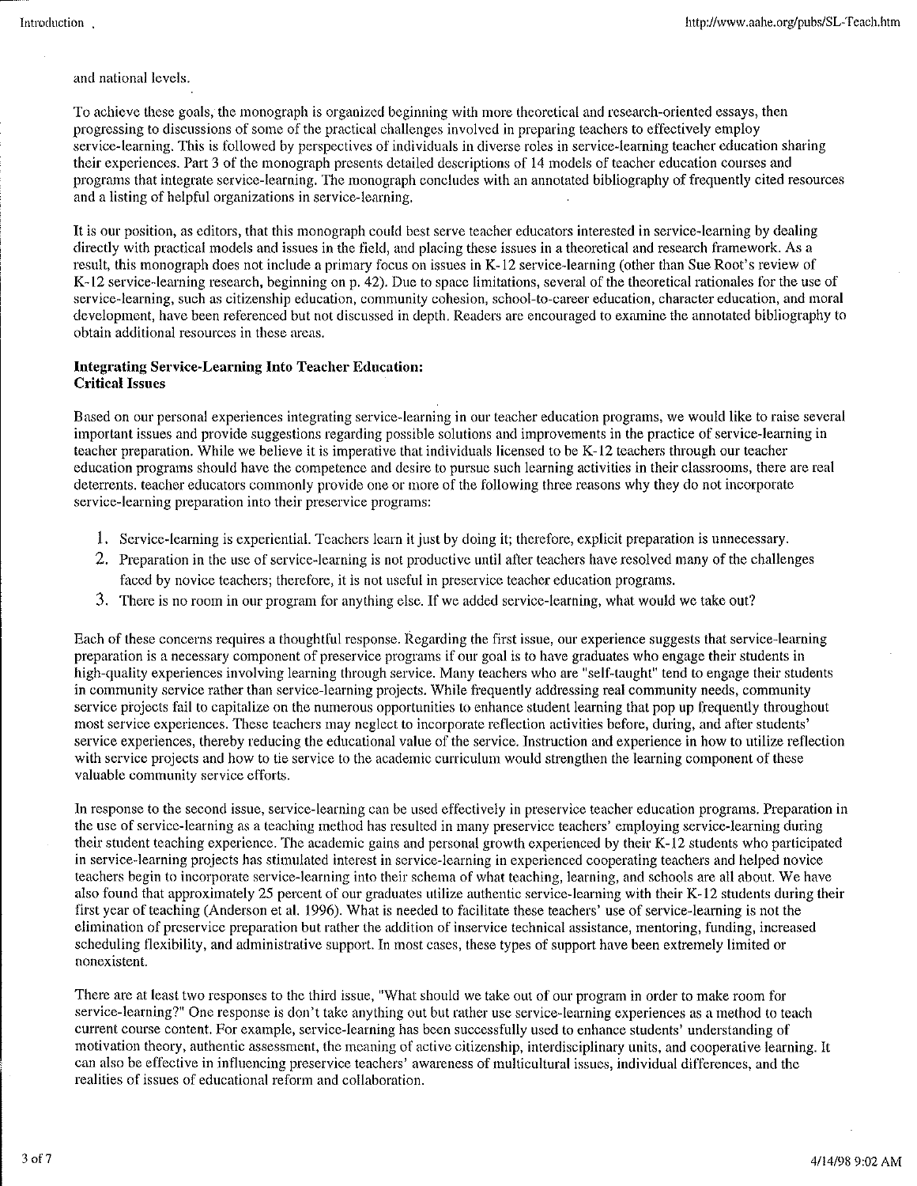and national levels.

To achieve these goals, the monograph is organized beginning with more theoretical and research-oriented essays, then progressing to discussions of some of the practical challenges involved in preparing teachers to effectively employ service-learning. This is followed by perspectives of individuals in diverse roles in service-learning teacher education sharing their experiences. Part 3 of the monograph presents detailed descriptions of 14 models of teacher education courses and programs that integrate service-learning. The monograph concludes with an annotated bibliography of frequently cited resources and a listing of helpful organizations in service-learning.

It is our position, as editors, that this monograph could best serve teacher educators interested in service-learning by dealing directly with practical models and issues in the field, and placing these issues in a theoretical and research framework. As a result, this monograph does not include a primary focus on issues in K-12 service-learning (other than Sue Root's review of K-12 service-learning research, beginning on p. 42). Due to space limitations, several of the theoretical rationales for the use of service-learning, such as citizenship education, community cohesion, school-to-career education, character education, and moral development, have been referenced but not discussed in depth. Readers are encouraged to examine the annotated bibliography to obtain additional resources in these areas.

## Integrating Service-Learning Into Teacher Education: Critical Issues

Based on our personal experiences integrating service-learning in our teacher education programs, we would like to raise several important issues and provide suggestions regarding possible solutions and improvements in the practice of service-learning in teacher preparation. While we believe it is imperative that individuals licensed to be K-12 teachers through our teacher education programs should have the competence and desire to pursue such learning activities in their classrooms, there are real deterrents. teacher educators commonly provide one or more of the following three reasons why they do not incorporate service-learning preparation into their preservice programs:

1. Service-learning is experiential. Teachers learn it just by doing it; therefore, explicit preparation is unnecessary.
2. Preparation in the use of service-learning is not productive until after teachers have resolved many of the challenges faced by novice teachers; therefore, it is not useful in preservice teacher education programs.
3. There is no room in our program for anything else. If we added service-learning, what would we take out?

Each of these concerns requires a thoughtful response. Regarding the first issue, our experience suggests that service-learning preparation is a necessary component of preservice programs if our goal is to have graduates who engage their students in high-quality experiences involving learning through service. Many teachers who are "self-taught" tend to engage their students in community service rather than service-learning projects. While frequently addressing real community needs, community service projects fail to capitalize on the numerous opportunities to enhance student learning that pop up frequently throughout most service experiences. These teachers may neglect to incorporate reflection activities before, during, and after students' service experiences, thereby reducing the educational value of the service. Instruction and experience in how to utilize reflection with service projects and how to tie service to the academic curriculum would strengthen the learning component of these valuable community service efforts.

In response to the second issue, service-learning can be used effectively in preservice teacher education programs. Preparation in the use of service-learning as a teaching method has resulted in many preservice teachers' employing service-learning during their student teaching experience. The academic gains and personal growth experienced by their K-12 students who participated in service-learning projects has stimulated interest in service-learning in experienced cooperating teachers and helped novice teachers begin to incorporate service-learning into their schema of what teaching, learning, and schools are all about. We have also found that approximately 25 percent of our graduates utilize authentic service-learning with their K-12 students during their first year of teaching (Anderson et al. 1996). What is needed to facilitate these teachers' use of service-learning is not the elimination of preservice preparation but rather the addition of inservice technical assistance, mentoring, funding, increased scheduling flexibility, and administrative support. In most cases, these types of support have been extremely limited or nonexistent.

There are at least two responses to the third issue, "What should we take out of our program in order to make room for service-learning?" One response is don't take anything out but rather use service-learning experiences as a method to teach current course content. For example, service-learning has been successfully used to enhance students' understanding of motivation theory, authentic assessment, the meaning of active citizenship, interdisciplinary units, and cooperative learning. It can also be effective in influencing preservice teachers' awareness of multicultural issues, individual differences, and the realities of issues of educational reform and collaboration.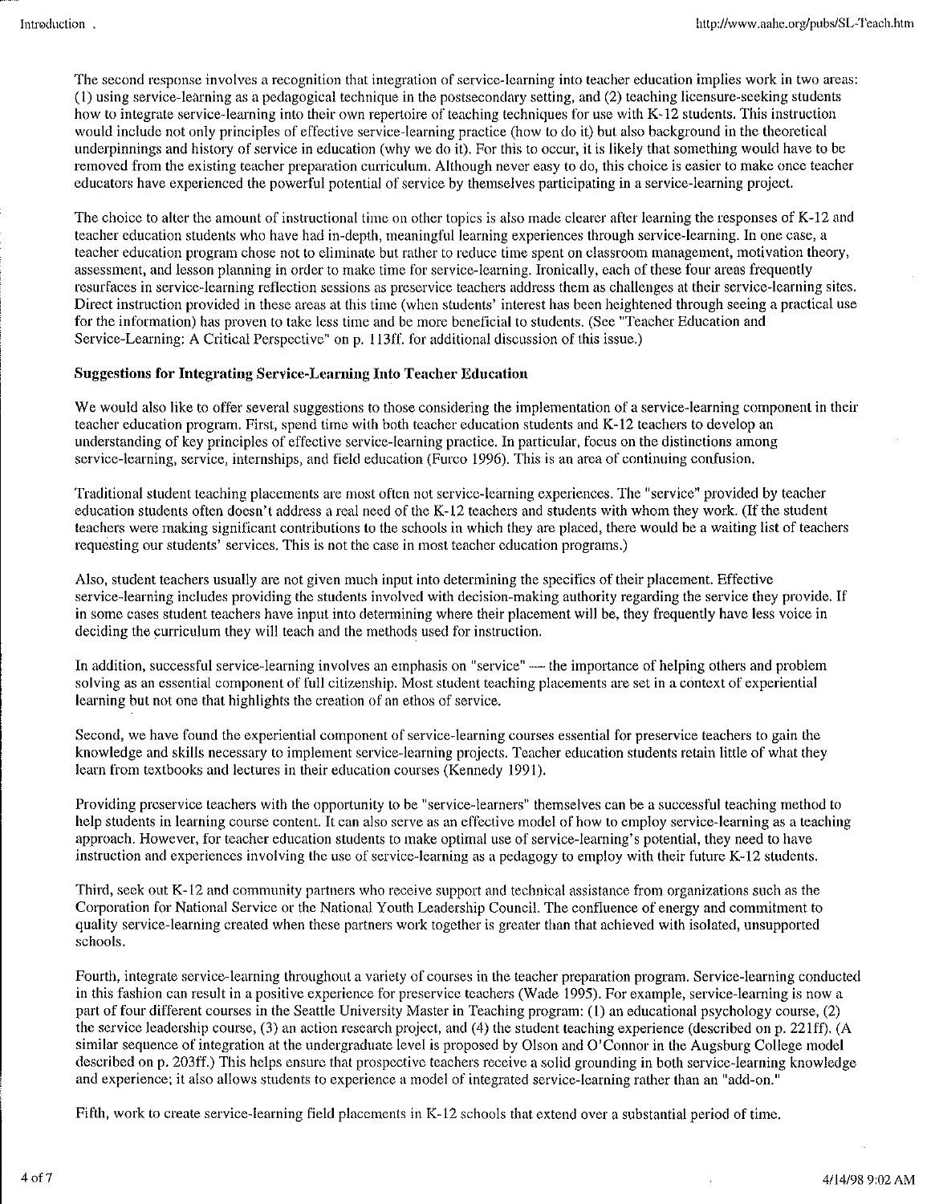The second response involves a recognition that integration of service-learning into teacher education implies work in two areas: (1) using service-learning as a pedagogical technique in the postsecondary setting, and (2) teaching licensure-seeking students how to integrate service-learning into their own repertoire of teaching techniques for use with K-12 students. This instruction would include not only principles of effective service-learning practice (how to do it) but also background in the theoretical underpinnings and history of service in education (why we do it). For this to occur, it is likely that something would have to be removed from the existing teacher preparation curriculum. Although never easy to do, this choice is easier to make once teacher educators have experienced the powerful potential of service by themselves participating in a service-learning project.

The choice to alter the amount of instructional time on other topics is also made clearer after learning the responses of K-12 and teacher education students who have had in-depth, meaningful learning experiences through service-learning. In one case, a teacher education program chose not to eliminate but rather to reduce time spent on classroom management, motivation theory, assessment, and lesson planning in order to make time for service-learning. Ironically, each of these four areas frequently resurfaces in service-learning reflection sessions as preservice teachers address them as challenges at their service-learning sites. Direct instruction provided in these areas at this time (when students' interest has been heightened through seeing a practical use for the information) has proven to take less time and be more beneficial to students. (See "Teacher Education and Service-Learning: A Critical Perspective" on p. 113ff. for additional discussion of this issue.)

### Suggestions for Integrating Service-Learning Into Teacher Education

We would also like to offer several suggestions to those considering the implementation of a service-learning component in their teacher education program. First, spend time with both teacher education students and K-12 teachers to develop an understanding of key principles of effective service-learning practice. In particular, focus on the distinctions among service-learning, service, internships, and field education (Furco 1996). This is an area of continuing confusion.

Traditional student teaching placements are most often not service-learning experiences. The "service" provided by teacher education students often doesn't address a real need of the K-12 teachers and students with whom they work. (If the student teachers were making significant contributions to the schools in which they are placed, there would be a waiting list of teachers requesting our students' services. This is not the case in most teacher education programs.)

Also, student teachers usually are not given much input into determining the specifics of their placement. Effective service-learning includes providing the students involved with decision-making authority regarding the service they provide. If in some cases student teachers have input into determining where their placement will be, they frequently have less voice in deciding the curriculum they will teach and the methods used for instruction.

In addition, successful service-learning involves an emphasis on "service" — the importance of helping others and problem solving as an essential component of full citizenship. Most student teaching placements are set in a context of experiential learning but not one that highlights the creation of an ethos of service.

Second, we have found the experiential component of service-learning courses essential for preservice teachers to gain the knowledge and skills necessary to implement service-learning projects. Teacher education students retain little of what they learn from textbooks and lectures in their education courses (Kennedy 1991).

Providing preservice teachers with the opportunity to be "service-learners" themselves can be a successful teaching method to help students in learning course content. It can also serve as an effective model of how to employ service-learning as a teaching approach. However, for teacher education students to make optimal use of service-learning's potential, they need to have instruction and experiences involving the use of service-learning as a pedagogy to employ with their future K-12 students.

Third, seek out K-12 and community partners who receive support and technical assistance from organizations such as the Corporation for National Service or the National Youth Leadership Council. The confluence of energy and commitment to quality service-learning created when these partners work together is greater than that achieved with isolated, unsupported schools.

Fourth, integrate service-learning throughout a variety of courses in the teacher preparation program. Service-learning conducted in this fashion can result in a positive experience for preservice teachers (Wade 1995). For example, service-learning is now a part of four different courses in the Seattle University Master in Teaching program: (1) an educational psychology course, (2) the service leadership course, (3) an action research project, and (4) the student teaching experience (described on p. 221ff). (A similar sequence of integration at the undergraduate level is proposed by Olson and O'Connor in the Augsburg College model described on p. 203ff.) This helps ensure that prospective teachers receive a solid grounding in both service-learning knowledge and experience; it also allows students to experience a model of integrated service-learning rather than an "add-on."

Fifth, work to create service-learning field placements in K-12 schools that extend over a substantial period of time.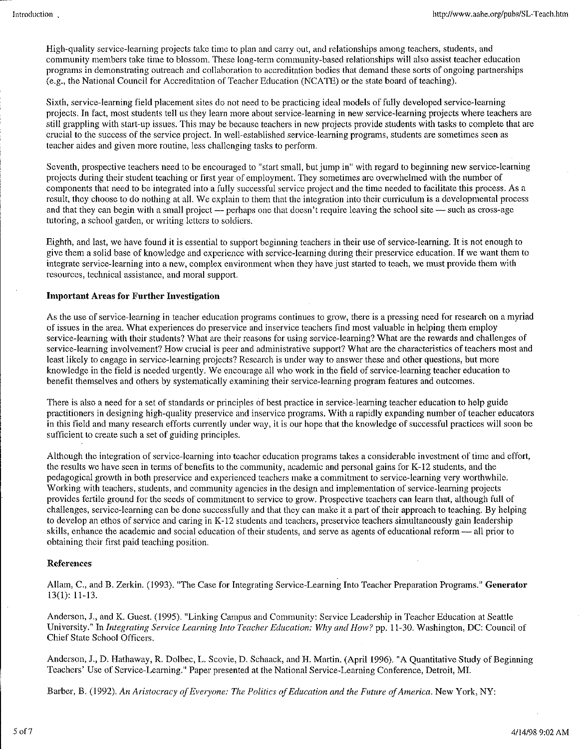High-quality service-learning projects take time to plan and carry out, and relationships among teachers, students, and community members take time to blossom. These long-term community-based relationships will also assist teacher education programs in demonstrating outreach and collaboration to accreditation bodies that demand these sorts of ongoing partnerships (e.g., the National Council for Accreditation of Teacher Education (NCATE) or the state board of teaching).

Sixth, service-learning field placement sites do not need to be practicing ideal models of fully developed service-learning projects. In fact, most students tell us they learn more about service-learning in new service-learning projects where teachers are still grappling with start-up issues. This may be because teachers in new projects provide students with tasks to complete that are crucial to the success of the service project. In well-established service-learning programs, students are sometimes seen as teacher aides and given more routine, less challenging tasks to perform.

Seventh, prospective teachers need to be encouraged to "start small, but jump in" with regard to beginning new service-learning projects during their student teaching or first year of employment. They sometimes are overwhelmed with the number of components that need to be integrated into a fully successful service project and the time needed to facilitate this process. As a result, they choose to do nothing at all. We explain to them that the integration into their curriculum is a developmental process and that they can begin with a small project — perhaps one that doesn't require leaving the school site — such as cross-age tutoring, a school garden, or writing letters to soldiers.

Eighth, and last, we have found it is essential to support beginning teachers in their use of service-learning. It is not enough to give them a solid base of knowledge and experience with service-learning during their preservice education. If we want them to integrate service-learning into a new, complex environment when they have just started to teach, we must provide them with resources, technical assistance, and moral support.

**Important Areas for Further Investigation**

As the use of service-learning in teacher education programs continues to grow, there is a pressing need for research on a myriad of issues in the area. What experiences do preservice and inservice teachers find most valuable in helping them employ service-learning with their students? What are their reasons for using service-learning? What are the rewards and challenges of service-learning involvement? How crucial is peer and administrative support? What are the characteristics of teachers most and least likely to engage in service-learning projects? Research is under way to answer these and other questions, but more knowledge in the field is needed urgently. We encourage all who work in the field of service-learning teacher education to benefit themselves and others by systematically examining their service-learning program features and outcomes.

There is also a need for a set of standards or principles of best practice in service-learning teacher education to help guide practitioners in designing high-quality preservice and inservice programs. With a rapidly expanding number of teacher educators in this field and many research efforts currently under way, it is our hope that the knowledge of successful practices will soon be sufficient to create such a set of guiding principles.

Although the integration of service-learning into teacher education programs takes a considerable investment of time and effort, the results we have seen in terms of benefits to the community, academic and personal gains for K-12 students, and the pedagogical growth in both preservice and experienced teachers make a commitment to service-learning very worthwhile. Working with teachers, students, and community agencies in the design and implementation of service-learning projects provides fertile ground for the seeds of commitment to service to grow. Prospective teachers can learn that, although full of challenges, service-learning can be done successfully and that they can make it a part of their approach to teaching. By helping to develop an ethos of service and caring in K-12 students and teachers, preservice teachers simultaneously gain leadership skills, enhance the academic and social education of their students, and serve as agents of educational reform — all prior to obtaining their first paid teaching position.

**References**

Allam, C., and B. Zerkin. (1993). "The Case for Integrating Service-Learning Into Teacher Preparation Programs." **Generator** 13(1): 11-13.

Anderson, J., and K. Guest. (1995). "Linking Campus and Community: Service Leadership in Teacher Education at Seattle University." In *Integrating Service Learning Into Teacher Education: Why and How?* pp. 11-30. Washington, DC: Council of Chief State School Officers.

Anderson, J., D. Hathaway, R. Dolbec, L. Scovie, D. Schaack, and H. Martin. (April 1996). "A Quantitative Study of Beginning Teachers' Use of Service-Learning." Paper presented at the National Service-Learning Conference, Detroit, MI.

Barber, B. (1992). *An Aristocracy of Everyone: The Politics of Education and the Future of America.* New York, NY: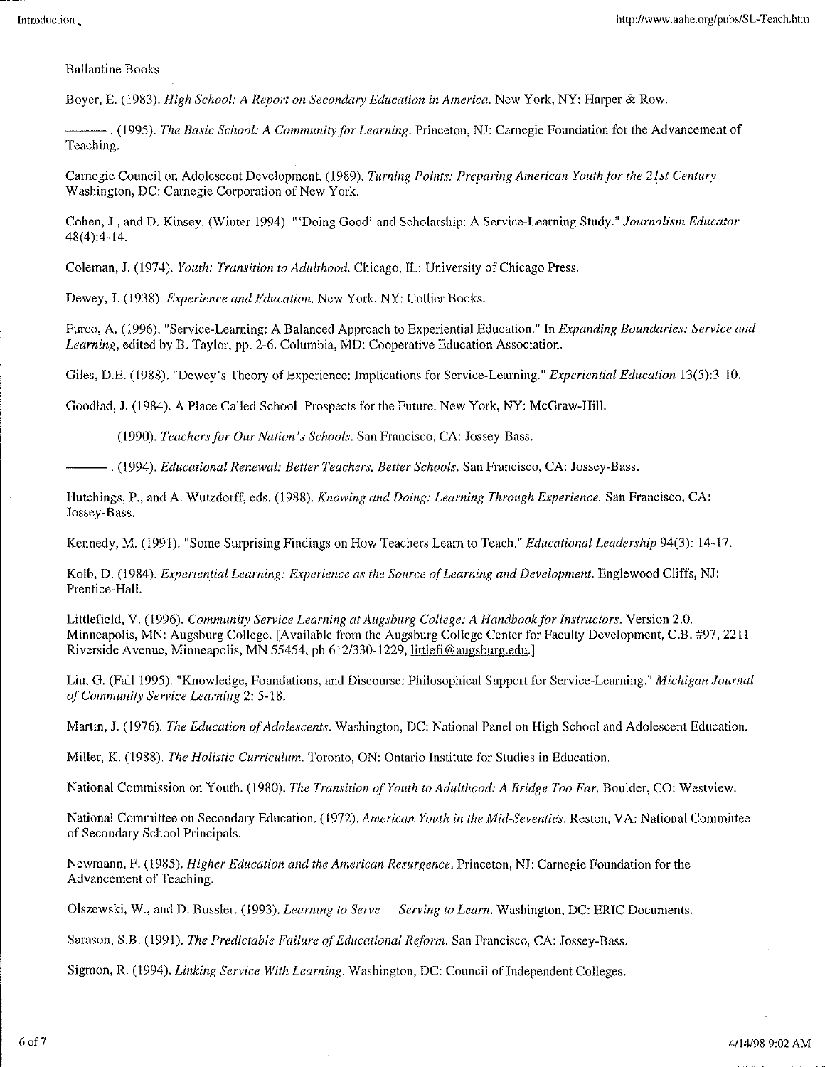Ballantine Books.

Boyer, E. (1983). *High School: A Report on Secondary Education in America.* New York, NY: Harper & Row.

———. (1995). *The Basic School: A Community for Learning.* Princeton, NJ: Carnegie Foundation for the Advancement of Teaching.

Carnegie Council on Adolescent Development. (1989). *Turning Points: Preparing American Youth for the 21st Century.* Washington, DC: Carnegie Corporation of New York.

Cohen, J., and D. Kinsey. (Winter 1994). "'Doing Good' and Scholarship: A Service-Learning Study." *Journalism Educator* 48(4):4-14.

Coleman, J. (1974). *Youth: Transition to Adulthood.* Chicago, IL: University of Chicago Press.

Dewey, J. (1938). *Experience and Education.* New York, NY: Collier Books.

Furco, A. (1996). "Service-Learning: A Balanced Approach to Experiential Education." In *Expanding Boundaries: Service and Learning*, edited by B. Taylor, pp. 2-6. Columbia, MD: Cooperative Education Association.

Giles, D.E. (1988). "Dewey's Theory of Experience: Implications for Service-Learning." *Experiential Education* 13(5):3-10.

Goodlad, J. (1984). A Place Called School: Prospects for the Future. New York, NY: McGraw-Hill.

———. (1990). *Teachers for Our Nation's Schools.* San Francisco, CA: Jossey-Bass.

———. (1994). *Educational Renewal: Better Teachers, Better Schools.* San Francisco, CA: Jossey-Bass.

Hutchings, P., and A. Wutzdorff, eds. (1988). *Knowing and Doing: Learning Through Experience.* San Francisco, CA: Jossey-Bass.

Kennedy, M. (1991). "Some Surprising Findings on How Teachers Learn to Teach." *Educational Leadership* 94(3): 14-17.

Kolb, D. (1984). *Experiential Learning: Experience as the Source of Learning and Development.* Englewood Cliffs, NJ: Prentice-Hall.

Littlefield, V. (1996). *Community Service Learning at Augsburg College: A Handbook for Instructors.* Version 2.0. Minneapolis, MN: Augsburg College. [Available from the Augsburg College Center for Faculty Development, C.B. #97, 2211 Riverside Avenue, Minneapolis, MN 55454, ph 612/330-1229, littlefi@augsburg.edu.]

Liu, G. (Fall 1995). "Knowledge, Foundations, and Discourse: Philosophical Support for Service-Learning." *Michigan Journal of Community Service Learning* 2: 5-18.

Martin, J. (1976). *The Education of Adolescents.* Washington, DC: National Panel on High School and Adolescent Education.

Miller, K. (1988). *The Holistic Curriculum.* Toronto, ON: Ontario Institute for Studies in Education.

National Commission on Youth. (1980). *The Transition of Youth to Adulthood: A Bridge Too Far.* Boulder, CO: Westview.

National Committee on Secondary Education. (1972). *American Youth in the Mid-Seventies.* Reston, VA: National Committee of Secondary School Principals.

Newmann, F. (1985). *Higher Education and the American Resurgence.* Princeton, NJ: Carnegie Foundation for the Advancement of Teaching.

Olszewski, W., and D. Bussler. (1993). *Learning to Serve — Serving to Learn.* Washington, DC: ERIC Documents.

Sarason, S.B. (1991). *The Predictable Failure of Educational Reform.* San Francisco, CA: Jossey-Bass.

Sigmon, R. (1994). *Linking Service With Learning.* Washington, DC: Council of Independent Colleges.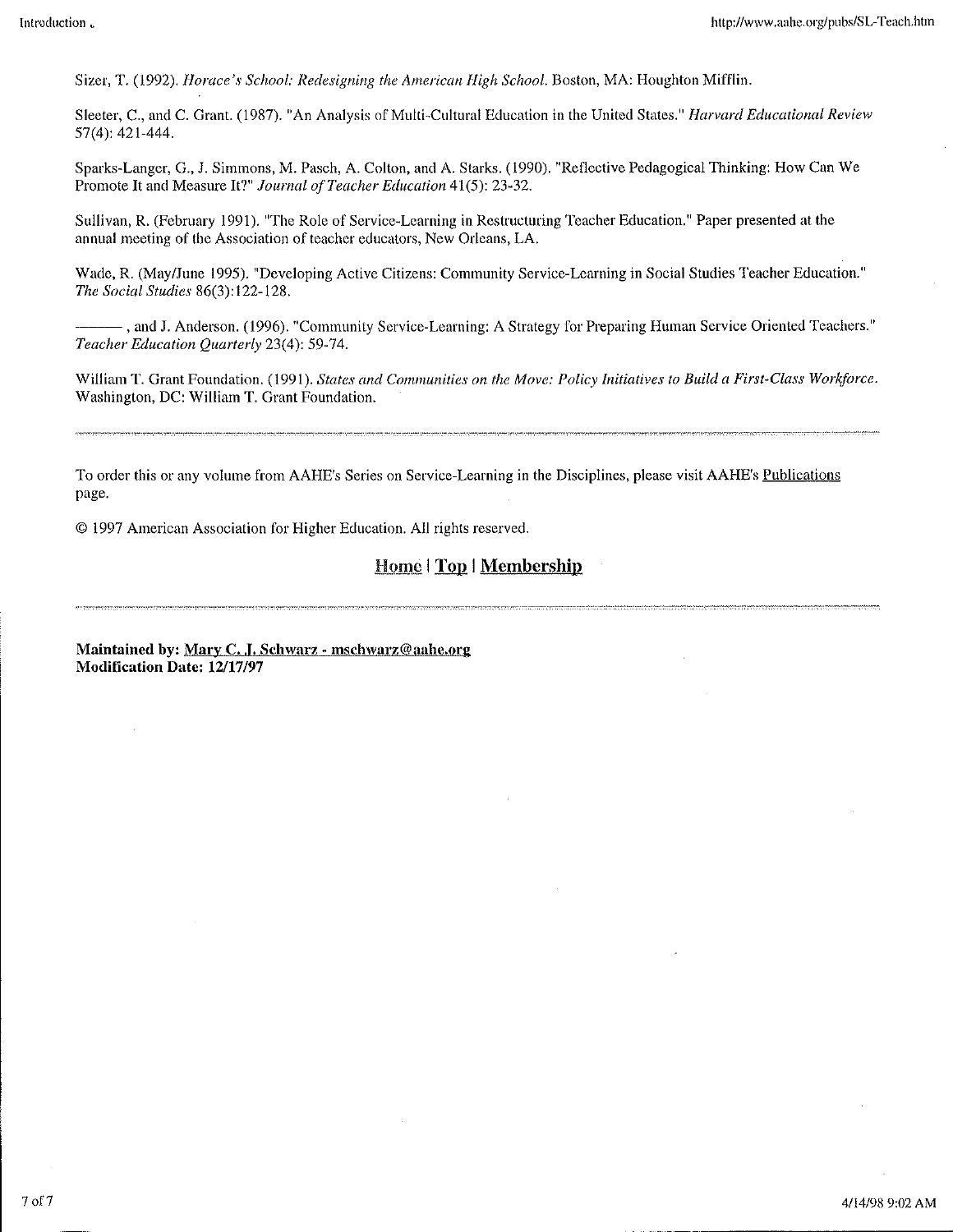Sizer, T. (1992). *Horace's School: Redesigning the American High School.* Boston, MA: Houghton Mifflin.

Sleeter, C., and C. Grant. (1987). "An Analysis of Multi-Cultural Education in the United States." *Harvard Educational Review* 57(4): 421-444.

Sparks-Langer, G., J. Simmons, M. Pasch, A. Colton, and A. Starks. (1990). "Reflective Pedagogical Thinking: How Can We Promote It and Measure It?" *Journal of Teacher Education* 41(5): 23-32.

Sullivan, R. (February 1991). "The Role of Service-Learning in Restructuring Teacher Education." Paper presented at the annual meeting of the Association of teacher educators, New Orleans, LA.

Wade, R. (May/June 1995). "Developing Active Citizens: Community Service-Learning in Social Studies Teacher Education." *The Social Studies* 86(3):122-128.

———, and J. Anderson. (1996). "Community Service-Learning: A Strategy for Preparing Human Service Oriented Teachers." *Teacher Education Quarterly* 23(4): 59-74.

William T. Grant Foundation. (1991). *States and Communities on the Move: Policy Initiatives to Build a First-Class Workforce.* Washington, DC: William T. Grant Foundation.

---

To order this or any volume from AAHE's Series on Service-Learning in the Disciplines, please visit AAHE's Publications page.

© 1997 American Association for Higher Education. All rights reserved.

**Home | Top | Membership**

---

**Maintained by: Mary C. J. Schwarz - mschwarz@aahe.org**
**Modification Date: 12/17/97**